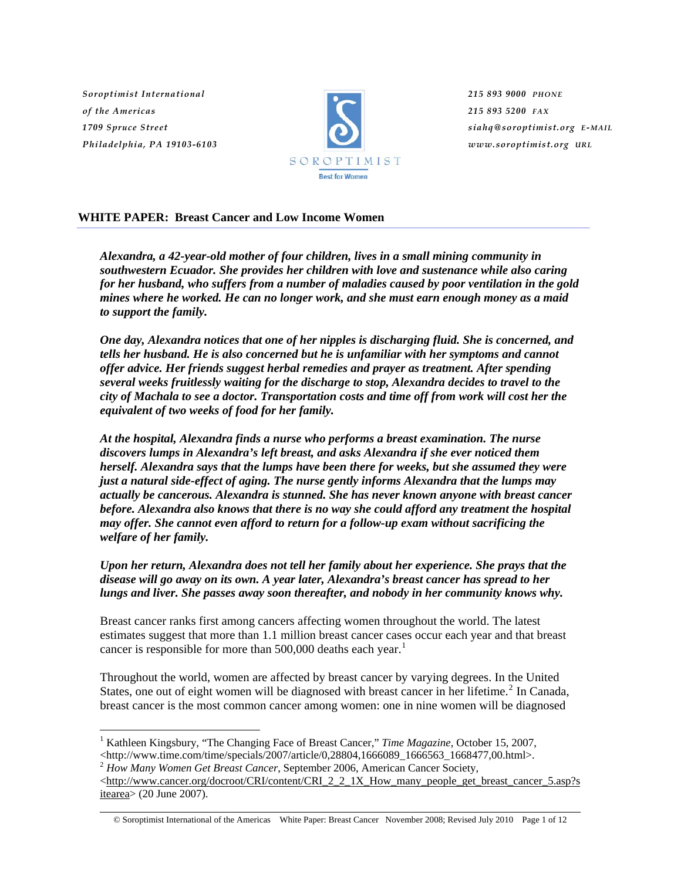Soroptimist International of the Americas
1709 Spruce Street
Philadelphia, PA 19103-6103

SOROPTIMIST
Best for Women

215 893 9000 PHONE
215 893 5200 FAX
siahq@soroptimist.org E-MAIL
www.soroptimist.org URL

## WHITE PAPER: Breast Cancer and Low Income Women

***Alexandra, a 42-year-old mother of four children, lives in a small mining community in southwestern Ecuador. She provides her children with love and sustenance while also caring for her husband, who suffers from a number of maladies caused by poor ventilation in the gold mines where he worked. He can no longer work, and she must earn enough money as a maid to support the family.***

***One day, Alexandra notices that one of her nipples is discharging fluid. She is concerned, and tells her husband. He is also concerned but he is unfamiliar with her symptoms and cannot offer advice. Her friends suggest herbal remedies and prayer as treatment. After spending several weeks fruitlessly waiting for the discharge to stop, Alexandra decides to travel to the city of Machala to see a doctor. Transportation costs and time off from work will cost her the equivalent of two weeks of food for her family.***

***At the hospital, Alexandra finds a nurse who performs a breast examination. The nurse discovers lumps in Alexandra's left breast, and asks Alexandra if she ever noticed them herself. Alexandra says that the lumps have been there for weeks, but she assumed they were just a natural side-effect of aging. The nurse gently informs Alexandra that the lumps may actually be cancerous. Alexandra is stunned. She has never known anyone with breast cancer before. Alexandra also knows that there is no way she could afford any treatment the hospital may offer. She cannot even afford to return for a follow-up exam without sacrificing the welfare of her family.***

***Upon her return, Alexandra does not tell her family about her experience. She prays that the disease will go away on its own. A year later, Alexandra's breast cancer has spread to her lungs and liver. She passes away soon thereafter, and nobody in her community knows why.***

Breast cancer ranks first among cancers affecting women throughout the world. The latest estimates suggest that more than 1.1 million breast cancer cases occur each year and that breast cancer is responsible for more than 500,000 deaths each year.[1]

Throughout the world, women are affected by breast cancer by varying degrees. In the United States, one out of eight women will be diagnosed with breast cancer in her lifetime.[2] In Canada, breast cancer is the most common cancer among women: one in nine women will be diagnosed

---

[1] Kathleen Kingsbury, "The Changing Face of Breast Cancer," *Time Magazine*, October 15, 2007, <http://www.time.com/time/specials/2007/article/0,28804,1666089_1666563_1668477,00.html>.

[2] *How Many Women Get Breast Cancer*, September 2006, American Cancer Society, <http://www.cancer.org/docroot/CRI/content/CRI_2_2_1X_How_many_people_get_breast_cancer_5.asp?sitearea> (20 June 2007).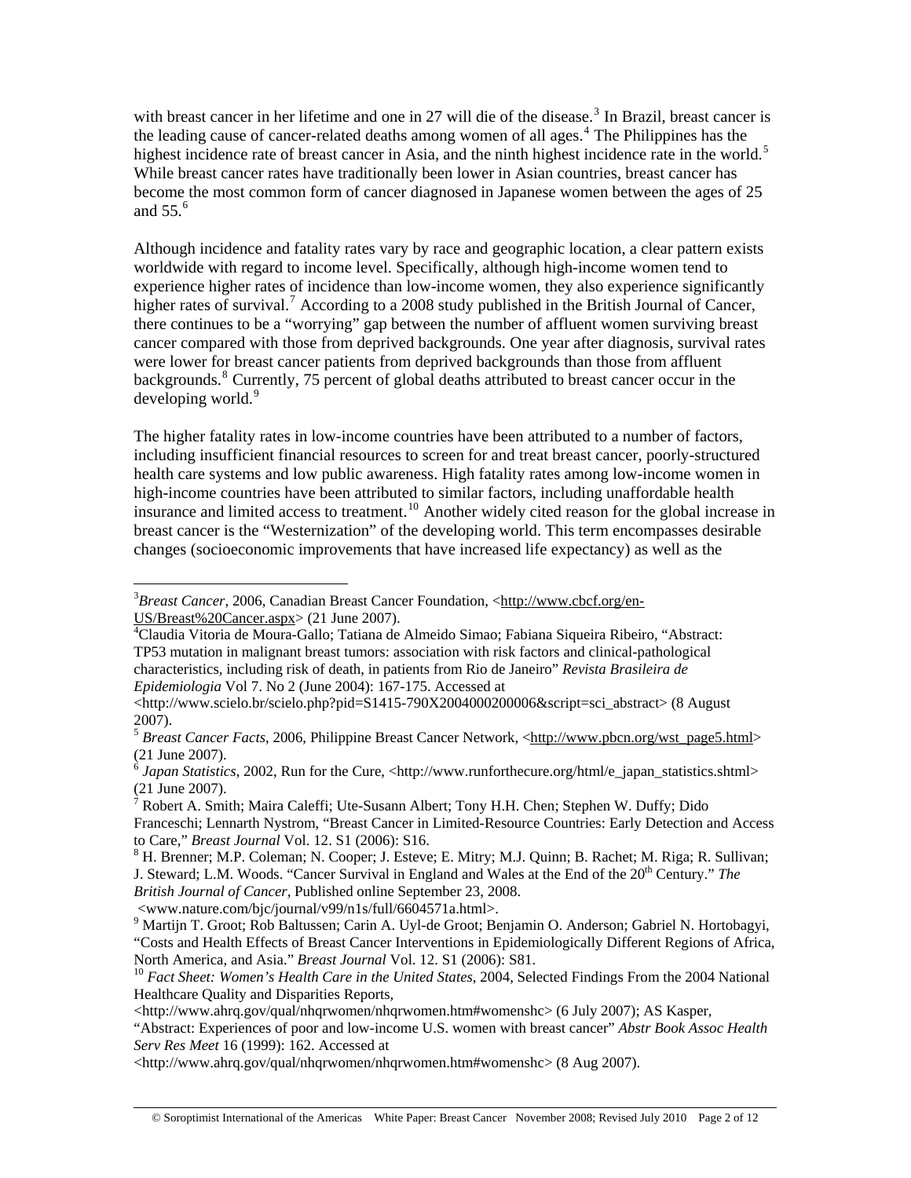with breast cancer in her lifetime and one in 27 will die of the disease.[3] In Brazil, breast cancer is the leading cause of cancer-related deaths among women of all ages.[4] The Philippines has the highest incidence rate of breast cancer in Asia, and the ninth highest incidence rate in the world.[5] While breast cancer rates have traditionally been lower in Asian countries, breast cancer has become the most common form of cancer diagnosed in Japanese women between the ages of 25 and 55.[6]

Although incidence and fatality rates vary by race and geographic location, a clear pattern exists worldwide with regard to income level. Specifically, although high-income women tend to experience higher rates of incidence than low-income women, they also experience significantly higher rates of survival.[7] According to a 2008 study published in the British Journal of Cancer, there continues to be a "worrying" gap between the number of affluent women surviving breast cancer compared with those from deprived backgrounds. One year after diagnosis, survival rates were lower for breast cancer patients from deprived backgrounds than those from affluent backgrounds.[8] Currently, 75 percent of global deaths attributed to breast cancer occur in the developing world.[9]

The higher fatality rates in low-income countries have been attributed to a number of factors, including insufficient financial resources to screen for and treat breast cancer, poorly-structured health care systems and low public awareness. High fatality rates among low-income women in high-income countries have been attributed to similar factors, including unaffordable health insurance and limited access to treatment.[10] Another widely cited reason for the global increase in breast cancer is the "Westernization" of the developing world. This term encompasses desirable changes (socioeconomic improvements that have increased life expectancy) as well as the

---

[3] *Breast Cancer*, 2006, Canadian Breast Cancer Foundation, <http://www.cbcf.org/en-US/Breast%20Cancer.aspx> (21 June 2007).

[4] Claudia Vitoria de Moura-Gallo; Tatiana de Almeido Simao; Fabiana Siqueira Ribeiro, "Abstract: TP53 mutation in malignant breast tumors: association with risk factors and clinical-pathological characteristics, including risk of death, in patients from Rio de Janeiro" *Revista Brasileira de Epidemiologia* Vol 7. No 2 (June 2004): 167-175. Accessed at <http://www.scielo.br/scielo.php?pid=S1415-790X2004000200006&script=sci_abstract> (8 August 2007).

[5] *Breast Cancer Facts*, 2006, Philippine Breast Cancer Network, <http://www.pbcn.org/wst_page5.html> (21 June 2007).

[6] *Japan Statistics*, 2002, Run for the Cure, <http://www.runforthecure.org/html/e_japan_statistics.shtml> (21 June 2007).

[7] Robert A. Smith; Maira Caleffi; Ute-Susann Albert; Tony H.H. Chen; Stephen W. Duffy; Dido Franceschi; Lennarth Nystrom, "Breast Cancer in Limited-Resource Countries: Early Detection and Access to Care," *Breast Journal* Vol. 12. S1 (2006): S16.

[8] H. Brenner; M.P. Coleman; N. Cooper; J. Esteve; E. Mitry; M.J. Quinn; B. Rachet; M. Riga; R. Sullivan; J. Steward; L.M. Woods. "Cancer Survival in England and Wales at the End of the 20th Century." *The British Journal of Cancer,* Published online September 23, 2008. <www.nature.com/bjc/journal/v99/n1s/full/6604571a.html>.

[9] Martijn T. Groot; Rob Baltussen; Carin A. Uyl-de Groot; Benjamin O. Anderson; Gabriel N. Hortobagyi, "Costs and Health Effects of Breast Cancer Interventions in Epidemiologically Different Regions of Africa, North America, and Asia." *Breast Journal* Vol. 12. S1 (2006): S81.

[10] *Fact Sheet: Women's Health Care in the United States*, 2004, Selected Findings From the 2004 National Healthcare Quality and Disparities Reports, <http://www.ahrq.gov/qual/nhqrwomen/nhqrwomen.htm#womenshc> (6 July 2007); AS Kasper, "Abstract: Experiences of poor and low-income U.S. women with breast cancer" *Abstr Book Assoc Health Serv Res Meet* 16 (1999): 162. Accessed at <http://www.ahrq.gov/qual/nhqrwomen/nhqrwomen.htm#womenshc> (8 Aug 2007).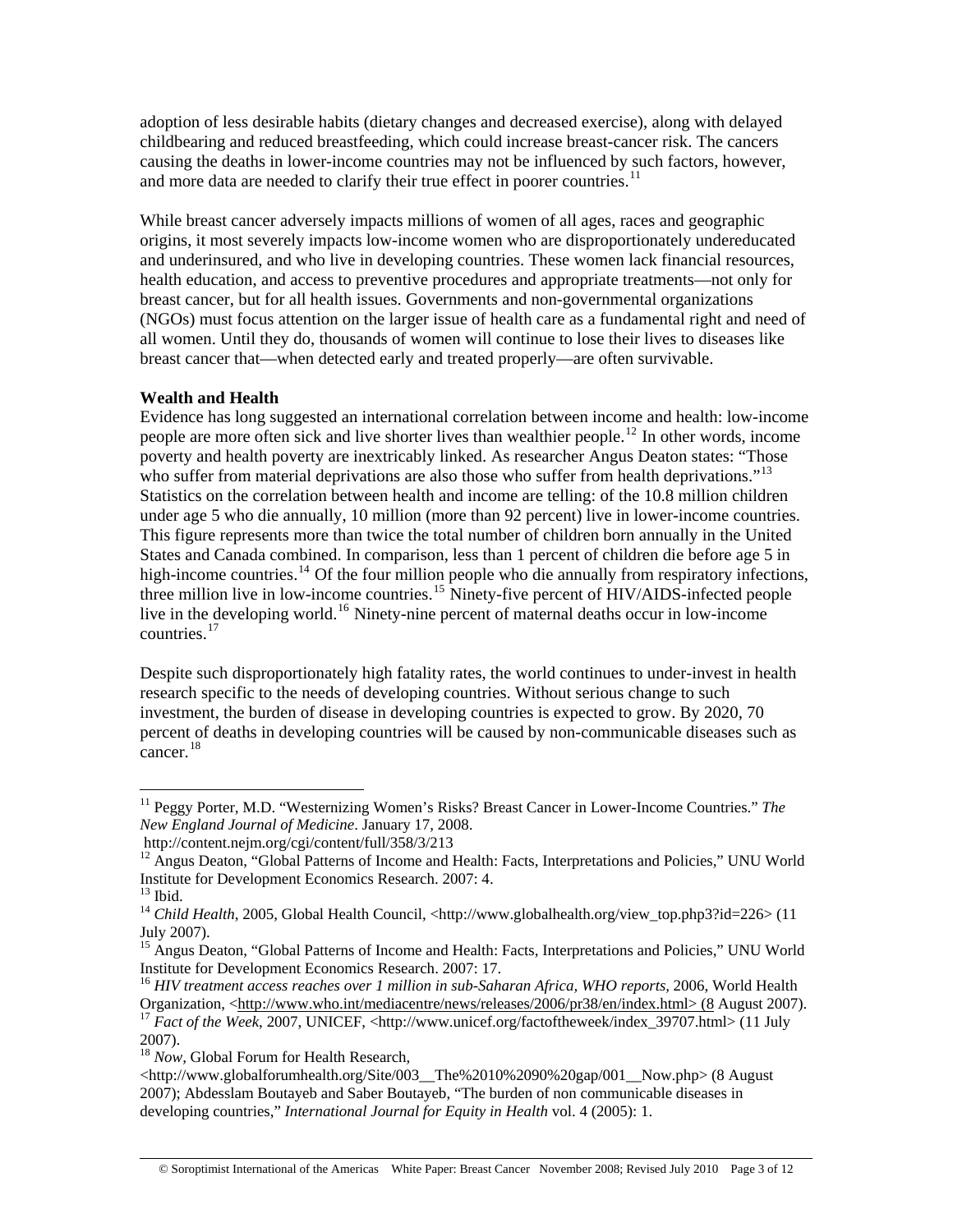adoption of less desirable habits (dietary changes and decreased exercise), along with delayed childbearing and reduced breastfeeding, which could increase breast-cancer risk. The cancers causing the deaths in lower-income countries may not be influenced by such factors, however, and more data are needed to clarify their true effect in poorer countries.[11]

While breast cancer adversely impacts millions of women of all ages, races and geographic origins, it most severely impacts low-income women who are disproportionately undereducated and underinsured, and who live in developing countries. These women lack financial resources, health education, and access to preventive procedures and appropriate treatments—not only for breast cancer, but for all health issues. Governments and non-governmental organizations (NGOs) must focus attention on the larger issue of health care as a fundamental right and need of all women. Until they do, thousands of women will continue to lose their lives to diseases like breast cancer that—when detected early and treated properly—are often survivable.

**Wealth and Health**

Evidence has long suggested an international correlation between income and health: low-income people are more often sick and live shorter lives than wealthier people.[12] In other words, income poverty and health poverty are inextricably linked. As researcher Angus Deaton states: "Those who suffer from material deprivations are also those who suffer from health deprivations."[13] Statistics on the correlation between health and income are telling: of the 10.8 million children under age 5 who die annually, 10 million (more than 92 percent) live in lower-income countries. This figure represents more than twice the total number of children born annually in the United States and Canada combined. In comparison, less than 1 percent of children die before age 5 in high-income countries.[14] Of the four million people who die annually from respiratory infections, three million live in low-income countries.[15] Ninety-five percent of HIV/AIDS-infected people live in the developing world.[16] Ninety-nine percent of maternal deaths occur in low-income countries.[17]

Despite such disproportionately high fatality rates, the world continues to under-invest in health research specific to the needs of developing countries. Without serious change to such investment, the burden of disease in developing countries is expected to grow. By 2020, 70 percent of deaths in developing countries will be caused by non-communicable diseases such as cancer.[18]

---

[11] Peggy Porter, M.D. "Westernizing Women's Risks? Breast Cancer in Lower-Income Countries." *The New England Journal of Medicine*. January 17, 2008. http://content.nejm.org/cgi/content/full/358/3/213

[12] Angus Deaton, "Global Patterns of Income and Health: Facts, Interpretations and Policies," UNU World Institute for Development Economics Research. 2007: 4.

[13] Ibid.

[14] *Child Health*, 2005, Global Health Council, <http://www.globalhealth.org/view_top.php3?id=226> (11 July 2007).

[15] Angus Deaton, "Global Patterns of Income and Health: Facts, Interpretations and Policies," UNU World Institute for Development Economics Research. 2007: 17.

[16] *HIV treatment access reaches over 1 million in sub-Saharan Africa, WHO reports*, 2006, World Health Organization, <http://www.who.int/mediacentre/news/releases/2006/pr38/en/index.html> (8 August 2007).

[17] *Fact of the Week*, 2007, UNICEF, <http://www.unicef.org/factoftheweek/index_39707.html> (11 July 2007).

[18] *Now*, Global Forum for Health Research, <http://www.globalforumhealth.org/Site/003__The%2010%2090%20gap/001__Now.php> (8 August 2007); Abdesslam Boutayeb and Saber Boutayeb, "The burden of non communicable diseases in developing countries," *International Journal for Equity in Health* vol. 4 (2005): 1.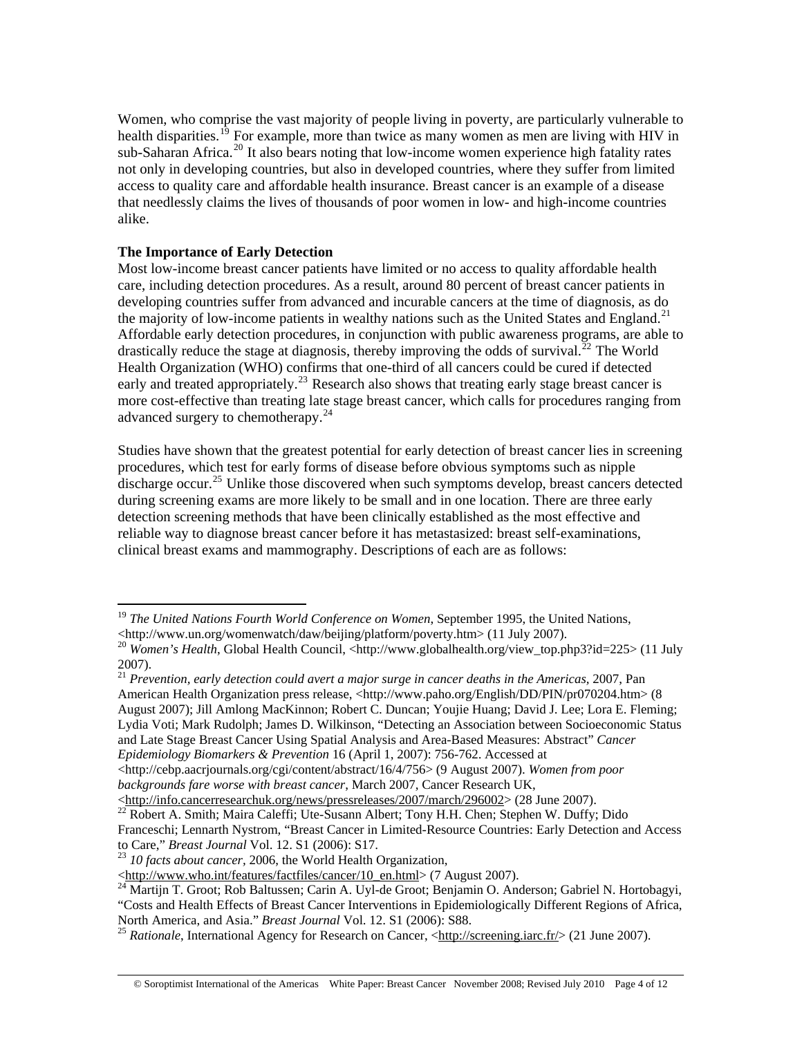Women, who comprise the vast majority of people living in poverty, are particularly vulnerable to health disparities.[19] For example, more than twice as many women as men are living with HIV in sub-Saharan Africa.[20] It also bears noting that low-income women experience high fatality rates not only in developing countries, but also in developed countries, where they suffer from limited access to quality care and affordable health insurance. Breast cancer is an example of a disease that needlessly claims the lives of thousands of poor women in low- and high-income countries alike.

**The Importance of Early Detection**

Most low-income breast cancer patients have limited or no access to quality affordable health care, including detection procedures. As a result, around 80 percent of breast cancer patients in developing countries suffer from advanced and incurable cancers at the time of diagnosis, as do the majority of low-income patients in wealthy nations such as the United States and England.[21] Affordable early detection procedures, in conjunction with public awareness programs, are able to drastically reduce the stage at diagnosis, thereby improving the odds of survival.[22] The World Health Organization (WHO) confirms that one-third of all cancers could be cured if detected early and treated appropriately.[23] Research also shows that treating early stage breast cancer is more cost-effective than treating late stage breast cancer, which calls for procedures ranging from advanced surgery to chemotherapy.[24]

Studies have shown that the greatest potential for early detection of breast cancer lies in screening procedures, which test for early forms of disease before obvious symptoms such as nipple discharge occur.[25] Unlike those discovered when such symptoms develop, breast cancers detected during screening exams are more likely to be small and in one location. There are three early detection screening methods that have been clinically established as the most effective and reliable way to diagnose breast cancer before it has metastasized: breast self-examinations, clinical breast exams and mammography. Descriptions of each are as follows:

---

[19] *The United Nations Fourth World Conference on Women*, September 1995, the United Nations, <http://www.un.org/womenwatch/daw/beijing/platform/poverty.htm> (11 July 2007).

[20] *Women's Health*, Global Health Council, <http://www.globalhealth.org/view_top.php3?id=225> (11 July 2007).

[21] *Prevention, early detection could avert a major surge in cancer deaths in the Americas*, 2007, Pan American Health Organization press release, <http://www.paho.org/English/DD/PIN/pr070204.htm> (8 August 2007); Jill Amlong MacKinnon; Robert C. Duncan; Youjie Huang; David J. Lee; Lora E. Fleming; Lydia Voti; Mark Rudolph; James D. Wilkinson, "Detecting an Association between Socioeconomic Status and Late Stage Breast Cancer Using Spatial Analysis and Area-Based Measures: Abstract" *Cancer Epidemiology Biomarkers & Prevention* 16 (April 1, 2007): 756-762. Accessed at <http://cebp.aacrjournals.org/cgi/content/abstract/16/4/756> (9 August 2007). *Women from poor backgrounds fare worse with breast cancer*, March 2007, Cancer Research UK, <http://info.cancerresearchuk.org/news/pressreleases/2007/march/296002> (28 June 2007).

[22] Robert A. Smith; Maira Caleffi; Ute-Susann Albert; Tony H.H. Chen; Stephen W. Duffy; Dido Franceschi; Lennarth Nystrom, "Breast Cancer in Limited-Resource Countries: Early Detection and Access to Care," *Breast Journal* Vol. 12. S1 (2006): S17.

[23] *10 facts about cancer*, 2006, the World Health Organization, <http://www.who.int/features/factfiles/cancer/10_en.html> (7 August 2007).

[24] Martijn T. Groot; Rob Baltussen; Carin A. Uyl-de Groot; Benjamin O. Anderson; Gabriel N. Hortobagyi, "Costs and Health Effects of Breast Cancer Interventions in Epidemiologically Different Regions of Africa, North America, and Asia." *Breast Journal* Vol. 12. S1 (2006): S88.

[25] *Rationale*, International Agency for Research on Cancer, <http://screening.iarc.fr/> (21 June 2007).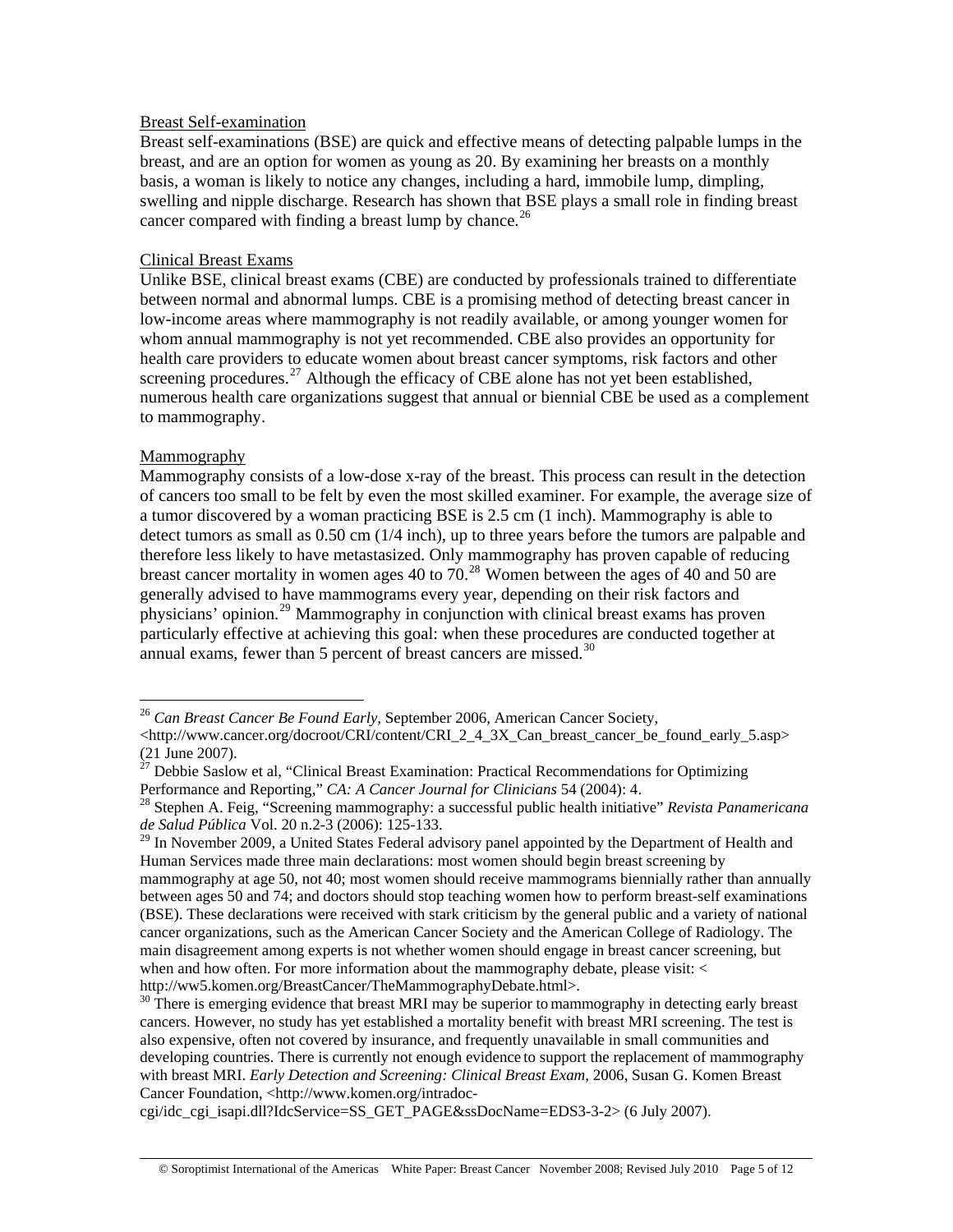Breast Self-examination

Breast self-examinations (BSE) are quick and effective means of detecting palpable lumps in the breast, and are an option for women as young as 20. By examining her breasts on a monthly basis, a woman is likely to notice any changes, including a hard, immobile lump, dimpling, swelling and nipple discharge. Research has shown that BSE plays a small role in finding breast cancer compared with finding a breast lump by chance.[26]

Clinical Breast Exams

Unlike BSE, clinical breast exams (CBE) are conducted by professionals trained to differentiate between normal and abnormal lumps. CBE is a promising method of detecting breast cancer in low-income areas where mammography is not readily available, or among younger women for whom annual mammography is not yet recommended. CBE also provides an opportunity for health care providers to educate women about breast cancer symptoms, risk factors and other screening procedures.[27] Although the efficacy of CBE alone has not yet been established, numerous health care organizations suggest that annual or biennial CBE be used as a complement to mammography.

Mammography

Mammography consists of a low-dose x-ray of the breast. This process can result in the detection of cancers too small to be felt by even the most skilled examiner. For example, the average size of a tumor discovered by a woman practicing BSE is 2.5 cm (1 inch). Mammography is able to detect tumors as small as 0.50 cm (1/4 inch), up to three years before the tumors are palpable and therefore less likely to have metastasized. Only mammography has proven capable of reducing breast cancer mortality in women ages 40 to 70.[28] Women between the ages of 40 and 50 are generally advised to have mammograms every year, depending on their risk factors and physicians' opinion.[29] Mammography in conjunction with clinical breast exams has proven particularly effective at achieving this goal: when these procedures are conducted together at annual exams, fewer than 5 percent of breast cancers are missed.[30]

---

[26] *Can Breast Cancer Be Found Early*, September 2006, American Cancer Society, <http://www.cancer.org/docroot/CRI/content/CRI_2_4_3X_Can_breast_cancer_be_found_early_5.asp> (21 June 2007).

[27] Debbie Saslow et al, "Clinical Breast Examination: Practical Recommendations for Optimizing Performance and Reporting," *CA: A Cancer Journal for Clinicians* 54 (2004): 4.

[28] Stephen A. Feig, "Screening mammography: a successful public health initiative" *Revista Panamericana de Salud Pública* Vol. 20 n.2-3 (2006): 125-133.

[29] In November 2009, a United States Federal advisory panel appointed by the Department of Health and Human Services made three main declarations: most women should begin breast screening by mammography at age 50, not 40; most women should receive mammograms biennially rather than annually between ages 50 and 74; and doctors should stop teaching women how to perform breast-self examinations (BSE). These declarations were received with stark criticism by the general public and a variety of national cancer organizations, such as the American Cancer Society and the American College of Radiology. The main disagreement among experts is not whether women should engage in breast cancer screening, but when and how often. For more information about the mammography debate, please visit: < http://ww5.komen.org/BreastCancer/TheMammographyDebate.html>.

[30] There is emerging evidence that breast MRI may be superior to mammography in detecting early breast cancers. However, no study has yet established a mortality benefit with breast MRI screening. The test is also expensive, often not covered by insurance, and frequently unavailable in small communities and developing countries. There is currently not enough evidence to support the replacement of mammography with breast MRI. *Early Detection and Screening: Clinical Breast Exam*, 2006, Susan G. Komen Breast Cancer Foundation, <http://www.komen.org/intradoc-cgi/idc_cgi_isapi.dll?IdcService=SS_GET_PAGE&ssDocName=EDS3-3-2> (6 July 2007).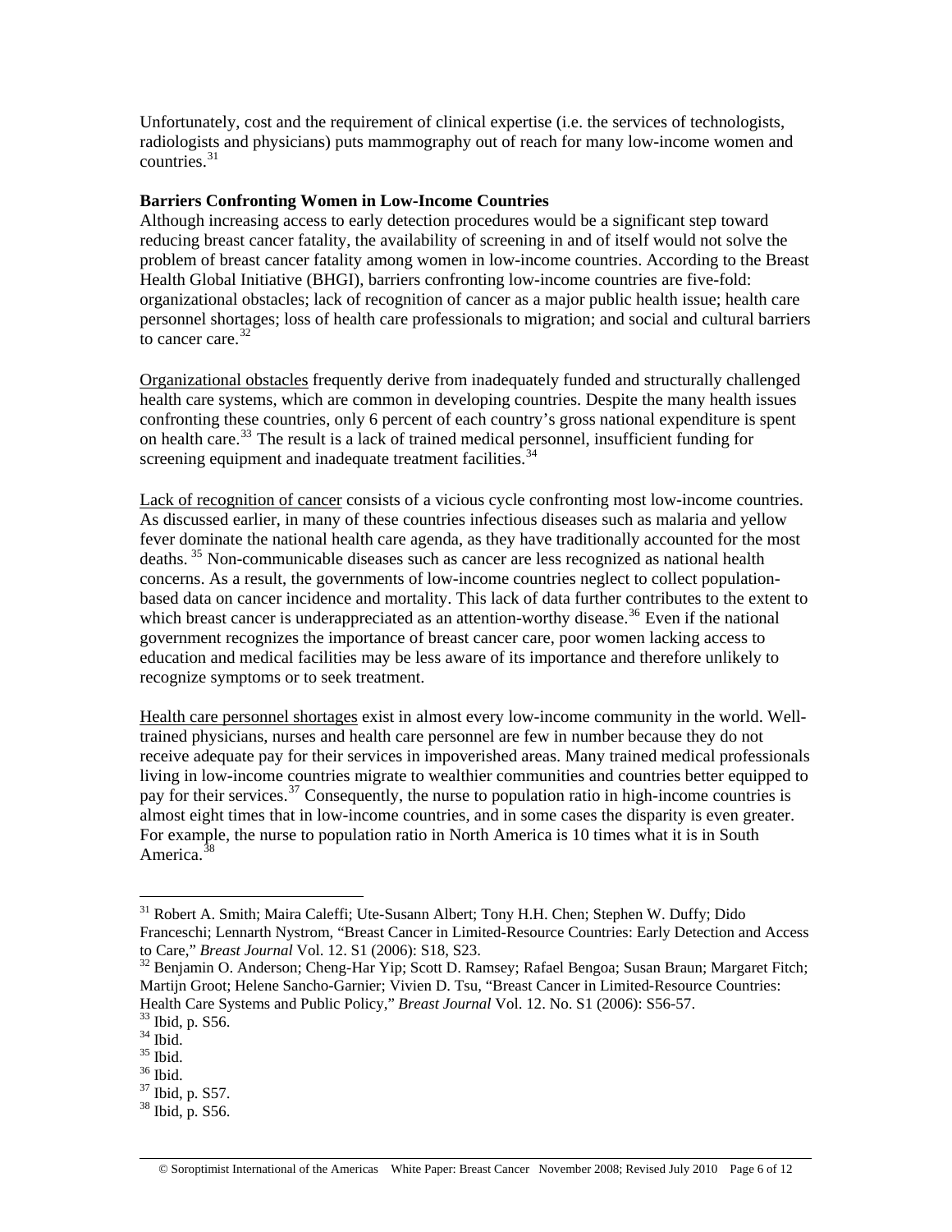Unfortunately, cost and the requirement of clinical expertise (i.e. the services of technologists, radiologists and physicians) puts mammography out of reach for many low-income women and countries.[31]

**Barriers Confronting Women in Low-Income Countries**

Although increasing access to early detection procedures would be a significant step toward reducing breast cancer fatality, the availability of screening in and of itself would not solve the problem of breast cancer fatality among women in low-income countries. According to the Breast Health Global Initiative (BHGI), barriers confronting low-income countries are five-fold: organizational obstacles; lack of recognition of cancer as a major public health issue; health care personnel shortages; loss of health care professionals to migration; and social and cultural barriers to cancer care.[32]

<u>Organizational obstacles</u> frequently derive from inadequately funded and structurally challenged health care systems, which are common in developing countries. Despite the many health issues confronting these countries, only 6 percent of each country's gross national expenditure is spent on health care.[33] The result is a lack of trained medical personnel, insufficient funding for screening equipment and inadequate treatment facilities.[34]

<u>Lack of recognition of cancer</u> consists of a vicious cycle confronting most low-income countries. As discussed earlier, in many of these countries infectious diseases such as malaria and yellow fever dominate the national health care agenda, as they have traditionally accounted for the most deaths.[35] Non-communicable diseases such as cancer are less recognized as national health concerns. As a result, the governments of low-income countries neglect to collect population-based data on cancer incidence and mortality. This lack of data further contributes to the extent to which breast cancer is underappreciated as an attention-worthy disease.[36] Even if the national government recognizes the importance of breast cancer care, poor women lacking access to education and medical facilities may be less aware of its importance and therefore unlikely to recognize symptoms or to seek treatment.

<u>Health care personnel shortages</u> exist in almost every low-income community in the world. Well-trained physicians, nurses and health care personnel are few in number because they do not receive adequate pay for their services in impoverished areas. Many trained medical professionals living in low-income countries migrate to wealthier communities and countries better equipped to pay for their services.[37] Consequently, the nurse to population ratio in high-income countries is almost eight times that in low-income countries, and in some cases the disparity is even greater. For example, the nurse to population ratio in North America is 10 times what it is in South America.[38]

---

[31] Robert A. Smith; Maira Caleffi; Ute-Susann Albert; Tony H.H. Chen; Stephen W. Duffy; Dido Franceschi; Lennarth Nystrom, "Breast Cancer in Limited-Resource Countries: Early Detection and Access to Care," *Breast Journal* Vol. 12. S1 (2006): S18, S23.

[32] Benjamin O. Anderson; Cheng-Har Yip; Scott D. Ramsey; Rafael Bengoa; Susan Braun; Margaret Fitch; Martijn Groot; Helene Sancho-Garnier; Vivien D. Tsu, "Breast Cancer in Limited-Resource Countries: Health Care Systems and Public Policy," *Breast Journal* Vol. 12. No. S1 (2006): S56-57.

[33] Ibid, p. S56.

[34] Ibid.

[35] Ibid.

[36] Ibid.

[37] Ibid, p. S57.

[38] Ibid, p. S56.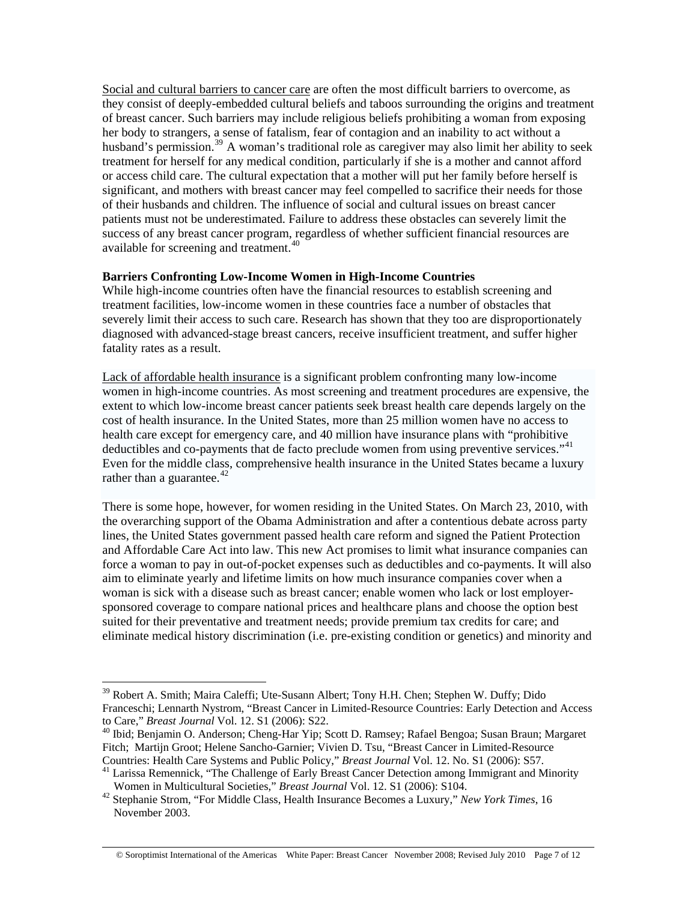Social and cultural barriers to cancer care are often the most difficult barriers to overcome, as they consist of deeply-embedded cultural beliefs and taboos surrounding the origins and treatment of breast cancer. Such barriers may include religious beliefs prohibiting a woman from exposing her body to strangers, a sense of fatalism, fear of contagion and an inability to act without a husband's permission.[39] A woman's traditional role as caregiver may also limit her ability to seek treatment for herself for any medical condition, particularly if she is a mother and cannot afford or access child care. The cultural expectation that a mother will put her family before herself is significant, and mothers with breast cancer may feel compelled to sacrifice their needs for those of their husbands and children. The influence of social and cultural issues on breast cancer patients must not be underestimated. Failure to address these obstacles can severely limit the success of any breast cancer program, regardless of whether sufficient financial resources are available for screening and treatment.[40]

**Barriers Confronting Low-Income Women in High-Income Countries**

While high-income countries often have the financial resources to establish screening and treatment facilities, low-income women in these countries face a number of obstacles that severely limit their access to such care. Research has shown that they too are disproportionately diagnosed with advanced-stage breast cancers, receive insufficient treatment, and suffer higher fatality rates as a result.

Lack of affordable health insurance is a significant problem confronting many low-income women in high-income countries. As most screening and treatment procedures are expensive, the extent to which low-income breast cancer patients seek breast health care depends largely on the cost of health insurance. In the United States, more than 25 million women have no access to health care except for emergency care, and 40 million have insurance plans with "prohibitive deductibles and co-payments that de facto preclude women from using preventive services."[41] Even for the middle class, comprehensive health insurance in the United States became a luxury rather than a guarantee.[42]

There is some hope, however, for women residing in the United States. On March 23, 2010, with the overarching support of the Obama Administration and after a contentious debate across party lines, the United States government passed health care reform and signed the Patient Protection and Affordable Care Act into law. This new Act promises to limit what insurance companies can force a woman to pay in out-of-pocket expenses such as deductibles and co-payments. It will also aim to eliminate yearly and lifetime limits on how much insurance companies cover when a woman is sick with a disease such as breast cancer; enable women who lack or lost employer-sponsored coverage to compare national prices and healthcare plans and choose the option best suited for their preventative and treatment needs; provide premium tax credits for care; and eliminate medical history discrimination (i.e. pre-existing condition or genetics) and minority and

---

[39] Robert A. Smith; Maira Caleffi; Ute-Susann Albert; Tony H.H. Chen; Stephen W. Duffy; Dido Franceschi; Lennarth Nystrom, "Breast Cancer in Limited-Resource Countries: Early Detection and Access to Care," *Breast Journal* Vol. 12. S1 (2006): S22.

[40] Ibid; Benjamin O. Anderson; Cheng-Har Yip; Scott D. Ramsey; Rafael Bengoa; Susan Braun; Margaret Fitch; Martijn Groot; Helene Sancho-Garnier; Vivien D. Tsu, "Breast Cancer in Limited-Resource Countries: Health Care Systems and Public Policy," *Breast Journal* Vol. 12. No. S1 (2006): S57.

[41] Larissa Remennick, "The Challenge of Early Breast Cancer Detection among Immigrant and Minority Women in Multicultural Societies," *Breast Journal* Vol. 12. S1 (2006): S104.

[42] Stephanie Strom, "For Middle Class, Health Insurance Becomes a Luxury," *New York Times*, 16 November 2003.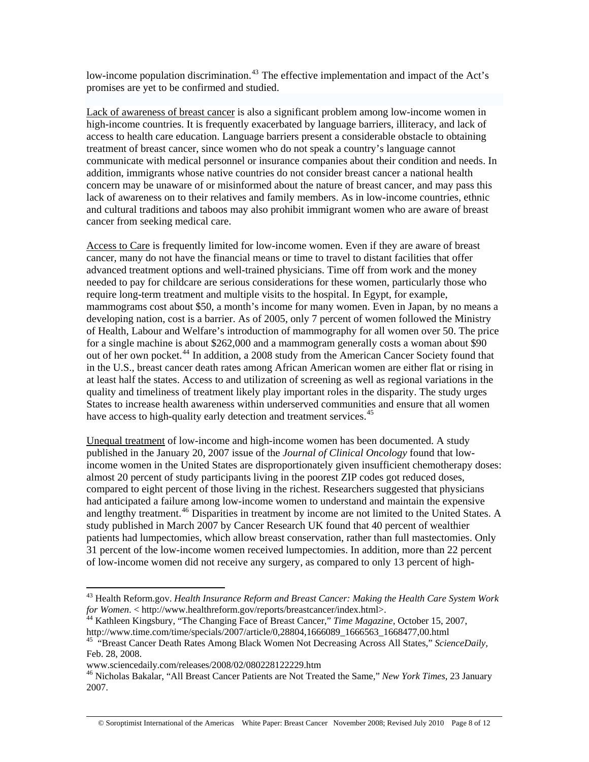low-income population discrimination.[43] The effective implementation and impact of the Act's promises are yet to be confirmed and studied.

Lack of awareness of breast cancer is also a significant problem among low-income women in high-income countries. It is frequently exacerbated by language barriers, illiteracy, and lack of access to health care education. Language barriers present a considerable obstacle to obtaining treatment of breast cancer, since women who do not speak a country's language cannot communicate with medical personnel or insurance companies about their condition and needs. In addition, immigrants whose native countries do not consider breast cancer a national health concern may be unaware of or misinformed about the nature of breast cancer, and may pass this lack of awareness on to their relatives and family members. As in low-income countries, ethnic and cultural traditions and taboos may also prohibit immigrant women who are aware of breast cancer from seeking medical care.

Access to Care is frequently limited for low-income women. Even if they are aware of breast cancer, many do not have the financial means or time to travel to distant facilities that offer advanced treatment options and well-trained physicians. Time off from work and the money needed to pay for childcare are serious considerations for these women, particularly those who require long-term treatment and multiple visits to the hospital. In Egypt, for example, mammograms cost about $50, a month's income for many women. Even in Japan, by no means a developing nation, cost is a barrier. As of 2005, only 7 percent of women followed the Ministry of Health, Labour and Welfare's introduction of mammography for all women over 50. The price for a single machine is about $262,000 and a mammogram generally costs a woman about $90 out of her own pocket.[44] In addition, a 2008 study from the American Cancer Society found that in the U.S., breast cancer death rates among African American women are either flat or rising in at least half the states. Access to and utilization of screening as well as regional variations in the quality and timeliness of treatment likely play important roles in the disparity. The study urges States to increase health awareness within underserved communities and ensure that all women have access to high-quality early detection and treatment services.[45]

Unequal treatment of low-income and high-income women has been documented. A study published in the January 20, 2007 issue of the *Journal of Clinical Oncology* found that low-income women in the United States are disproportionately given insufficient chemotherapy doses: almost 20 percent of study participants living in the poorest ZIP codes got reduced doses, compared to eight percent of those living in the richest. Researchers suggested that physicians had anticipated a failure among low-income women to understand and maintain the expensive and lengthy treatment.[46] Disparities in treatment by income are not limited to the United States. A study published in March 2007 by Cancer Research UK found that 40 percent of wealthier patients had lumpectomies, which allow breast conservation, rather than full mastectomies. Only 31 percent of the low-income women received lumpectomies. In addition, more than 22 percent of low-income women did not receive any surgery, as compared to only 13 percent of high-

---

[43] Health Reform.gov. *Health Insurance Reform and Breast Cancer: Making the Health Care System Work for Women*. < http://www.healthreform.gov/reports/breastcancer/index.html>.

[44] Kathleen Kingsbury, "The Changing Face of Breast Cancer," *Time Magazine*, October 15, 2007, http://www.time.com/time/specials/2007/article/0,28804,1666089_1666563_1668477,00.html

[45] "Breast Cancer Death Rates Among Black Women Not Decreasing Across All States," *ScienceDaily*, Feb. 28, 2008.
www.sciencedaily.com/releases/2008/02/080228122229.htm

[46] Nicholas Bakalar, "All Breast Cancer Patients are Not Treated the Same," *New York Times*, 23 January 2007.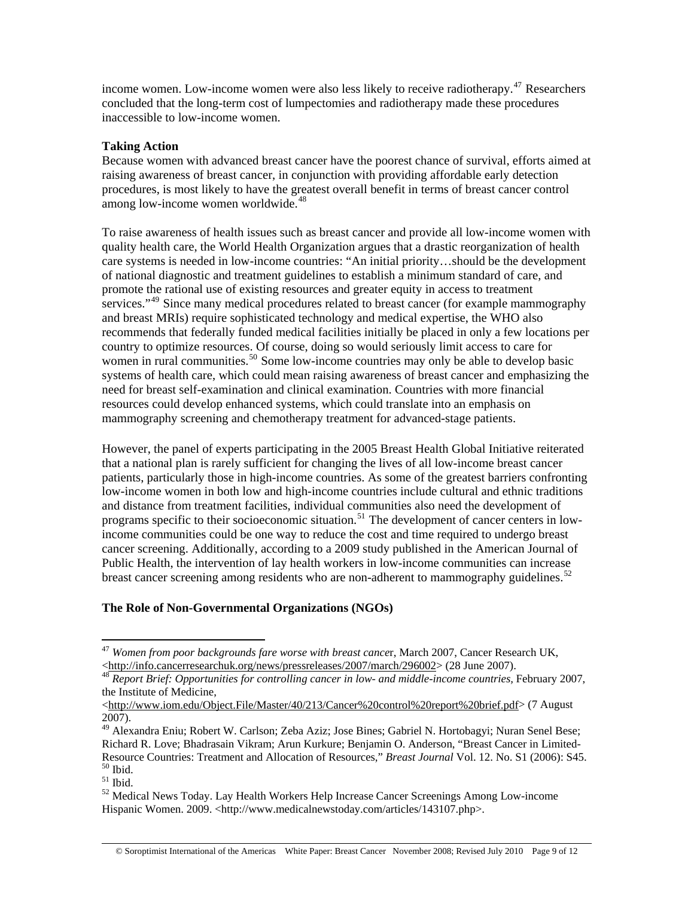income women. Low-income women were also less likely to receive radiotherapy.[47] Researchers concluded that the long-term cost of lumpectomies and radiotherapy made these procedures inaccessible to low-income women.

**Taking Action**

Because women with advanced breast cancer have the poorest chance of survival, efforts aimed at raising awareness of breast cancer, in conjunction with providing affordable early detection procedures, is most likely to have the greatest overall benefit in terms of breast cancer control among low-income women worldwide.[48]

To raise awareness of health issues such as breast cancer and provide all low-income women with quality health care, the World Health Organization argues that a drastic reorganization of health care systems is needed in low-income countries: "An initial priority…should be the development of national diagnostic and treatment guidelines to establish a minimum standard of care, and promote the rational use of existing resources and greater equity in access to treatment services."[49] Since many medical procedures related to breast cancer (for example mammography and breast MRIs) require sophisticated technology and medical expertise, the WHO also recommends that federally funded medical facilities initially be placed in only a few locations per country to optimize resources. Of course, doing so would seriously limit access to care for women in rural communities.[50] Some low-income countries may only be able to develop basic systems of health care, which could mean raising awareness of breast cancer and emphasizing the need for breast self-examination and clinical examination. Countries with more financial resources could develop enhanced systems, which could translate into an emphasis on mammography screening and chemotherapy treatment for advanced-stage patients.

However, the panel of experts participating in the 2005 Breast Health Global Initiative reiterated that a national plan is rarely sufficient for changing the lives of all low-income breast cancer patients, particularly those in high-income countries. As some of the greatest barriers confronting low-income women in both low and high-income countries include cultural and ethnic traditions and distance from treatment facilities, individual communities also need the development of programs specific to their socioeconomic situation.[51] The development of cancer centers in low-income communities could be one way to reduce the cost and time required to undergo breast cancer screening. Additionally, according to a 2009 study published in the American Journal of Public Health, the intervention of lay health workers in low-income communities can increase breast cancer screening among residents who are non-adherent to mammography guidelines.[52]

**The Role of Non-Governmental Organizations (NGOs)**

---

[47] *Women from poor backgrounds fare worse with breast cancer*, March 2007, Cancer Research UK, <http://info.cancerresearchuk.org/news/pressreleases/2007/march/296002> (28 June 2007).

[48] *Report Brief: Opportunities for controlling cancer in low- and middle-income countries,* February 2007, the Institute of Medicine, <http://www.iom.edu/Object.File/Master/40/213/Cancer%20control%20report%20brief.pdf> (7 August 2007).

[49] Alexandra Eniu; Robert W. Carlson; Zeba Aziz; Jose Bines; Gabriel N. Hortobagyi; Nuran Senel Bese; Richard R. Love; Bhadrasain Vikram; Arun Kurkure; Benjamin O. Anderson, "Breast Cancer in Limited-Resource Countries: Treatment and Allocation of Resources," *Breast Journal* Vol. 12. No. S1 (2006): S45.

[50] Ibid.

[51] Ibid.

[52] Medical News Today. Lay Health Workers Help Increase Cancer Screenings Among Low-income Hispanic Women. 2009. <http://www.medicalnewstoday.com/articles/143107.php>.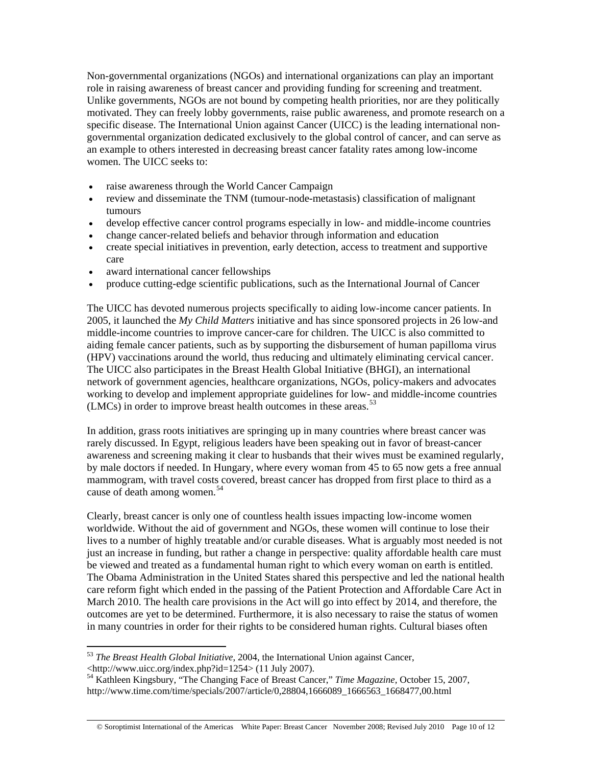Non-governmental organizations (NGOs) and international organizations can play an important role in raising awareness of breast cancer and providing funding for screening and treatment. Unlike governments, NGOs are not bound by competing health priorities, nor are they politically motivated. They can freely lobby governments, raise public awareness, and promote research on a specific disease. The International Union against Cancer (UICC) is the leading international non-governmental organization dedicated exclusively to the global control of cancer, and can serve as an example to others interested in decreasing breast cancer fatality rates among low-income women. The UICC seeks to:

- raise awareness through the World Cancer Campaign
- review and disseminate the TNM (tumour-node-metastasis) classification of malignant tumours
- develop effective cancer control programs especially in low- and middle-income countries
- change cancer-related beliefs and behavior through information and education
- create special initiatives in prevention, early detection, access to treatment and supportive care
- award international cancer fellowships
- produce cutting-edge scientific publications, such as the International Journal of Cancer

The UICC has devoted numerous projects specifically to aiding low-income cancer patients. In 2005, it launched the *My Child Matters* initiative and has since sponsored projects in 26 low-and middle-income countries to improve cancer-care for children. The UICC is also committed to aiding female cancer patients, such as by supporting the disbursement of human papilloma virus (HPV) vaccinations around the world, thus reducing and ultimately eliminating cervical cancer. The UICC also participates in the Breast Health Global Initiative (BHGI), an international network of government agencies, healthcare organizations, NGOs, policy-makers and advocates working to develop and implement appropriate guidelines for low- and middle-income countries (LMCs) in order to improve breast health outcomes in these areas.[53]

In addition, grass roots initiatives are springing up in many countries where breast cancer was rarely discussed. In Egypt, religious leaders have been speaking out in favor of breast-cancer awareness and screening making it clear to husbands that their wives must be examined regularly, by male doctors if needed. In Hungary, where every woman from 45 to 65 now gets a free annual mammogram, with travel costs covered, breast cancer has dropped from first place to third as a cause of death among women.[54]

Clearly, breast cancer is only one of countless health issues impacting low-income women worldwide. Without the aid of government and NGOs, these women will continue to lose their lives to a number of highly treatable and/or curable diseases. What is arguably most needed is not just an increase in funding, but rather a change in perspective: quality affordable health care must be viewed and treated as a fundamental human right to which every woman on earth is entitled. The Obama Administration in the United States shared this perspective and led the national health care reform fight which ended in the passing of the Patient Protection and Affordable Care Act in March 2010. The health care provisions in the Act will go into effect by 2014, and therefore, the outcomes are yet to be determined. Furthermore, it is also necessary to raise the status of women in many countries in order for their rights to be considered human rights. Cultural biases often

---

[53] *The Breast Health Global Initiative*, 2004, the International Union against Cancer, <http://www.uicc.org/index.php?id=1254> (11 July 2007).

[54] Kathleen Kingsbury, "The Changing Face of Breast Cancer," *Time Magazine,* October 15, 2007, http://www.time.com/time/specials/2007/article/0,28804,1666089_1666563_1668477,00.html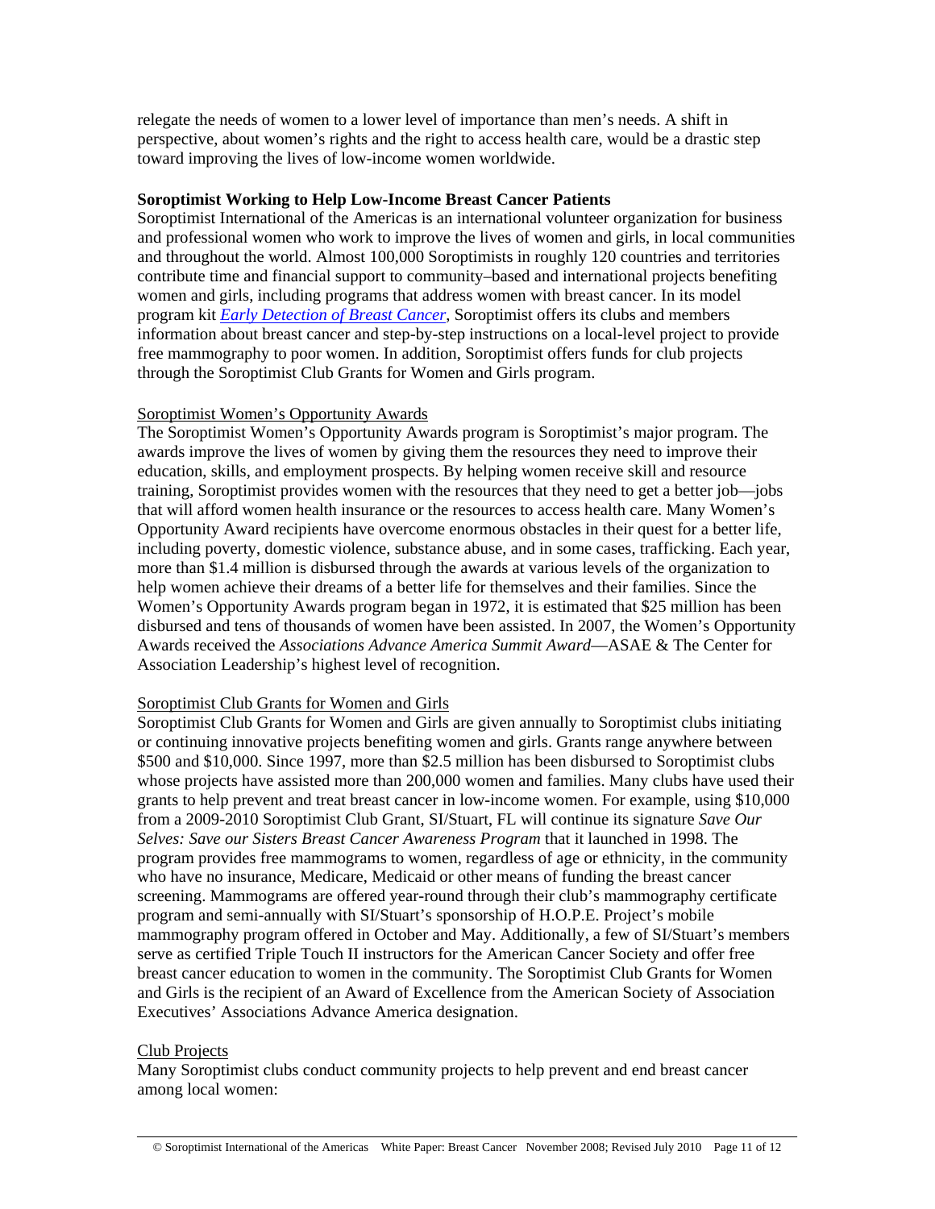relegate the needs of women to a lower level of importance than men's needs. A shift in perspective, about women's rights and the right to access health care, would be a drastic step toward improving the lives of low-income women worldwide.

**Soroptimist Working to Help Low-Income Breast Cancer Patients**

Soroptimist International of the Americas is an international volunteer organization for business and professional women who work to improve the lives of women and girls, in local communities and throughout the world. Almost 100,000 Soroptimists in roughly 120 countries and territories contribute time and financial support to community–based and international projects benefiting women and girls, including programs that address women with breast cancer. In its model program kit *Early Detection of Breast Cancer*, Soroptimist offers its clubs and members information about breast cancer and step-by-step instructions on a local-level project to provide free mammography to poor women. In addition, Soroptimist offers funds for club projects through the Soroptimist Club Grants for Women and Girls program.

Soroptimist Women's Opportunity Awards

The Soroptimist Women's Opportunity Awards program is Soroptimist's major program. The awards improve the lives of women by giving them the resources they need to improve their education, skills, and employment prospects. By helping women receive skill and resource training, Soroptimist provides women with the resources that they need to get a better job—jobs that will afford women health insurance or the resources to access health care. Many Women's Opportunity Award recipients have overcome enormous obstacles in their quest for a better life, including poverty, domestic violence, substance abuse, and in some cases, trafficking. Each year, more than $1.4 million is disbursed through the awards at various levels of the organization to help women achieve their dreams of a better life for themselves and their families. Since the Women's Opportunity Awards program began in 1972, it is estimated that $25 million has been disbursed and tens of thousands of women have been assisted. In 2007, the Women's Opportunity Awards received the *Associations Advance America Summit Award*—ASAE & The Center for Association Leadership's highest level of recognition.

Soroptimist Club Grants for Women and Girls

Soroptimist Club Grants for Women and Girls are given annually to Soroptimist clubs initiating or continuing innovative projects benefiting women and girls. Grants range anywhere between $500 and $10,000. Since 1997, more than $2.5 million has been disbursed to Soroptimist clubs whose projects have assisted more than 200,000 women and families. Many clubs have used their grants to help prevent and treat breast cancer in low-income women. For example, using $10,000 from a 2009-2010 Soroptimist Club Grant, SI/Stuart, FL will continue its signature *Save Our Selves: Save our Sisters Breast Cancer Awareness Program* that it launched in 1998. The program provides free mammograms to women, regardless of age or ethnicity, in the community who have no insurance, Medicare, Medicaid or other means of funding the breast cancer screening. Mammograms are offered year-round through their club's mammography certificate program and semi-annually with SI/Stuart's sponsorship of H.O.P.E. Project's mobile mammography program offered in October and May. Additionally, a few of SI/Stuart's members serve as certified Triple Touch II instructors for the American Cancer Society and offer free breast cancer education to women in the community. The Soroptimist Club Grants for Women and Girls is the recipient of an Award of Excellence from the American Society of Association Executives' Associations Advance America designation.

Club Projects

Many Soroptimist clubs conduct community projects to help prevent and end breast cancer among local women: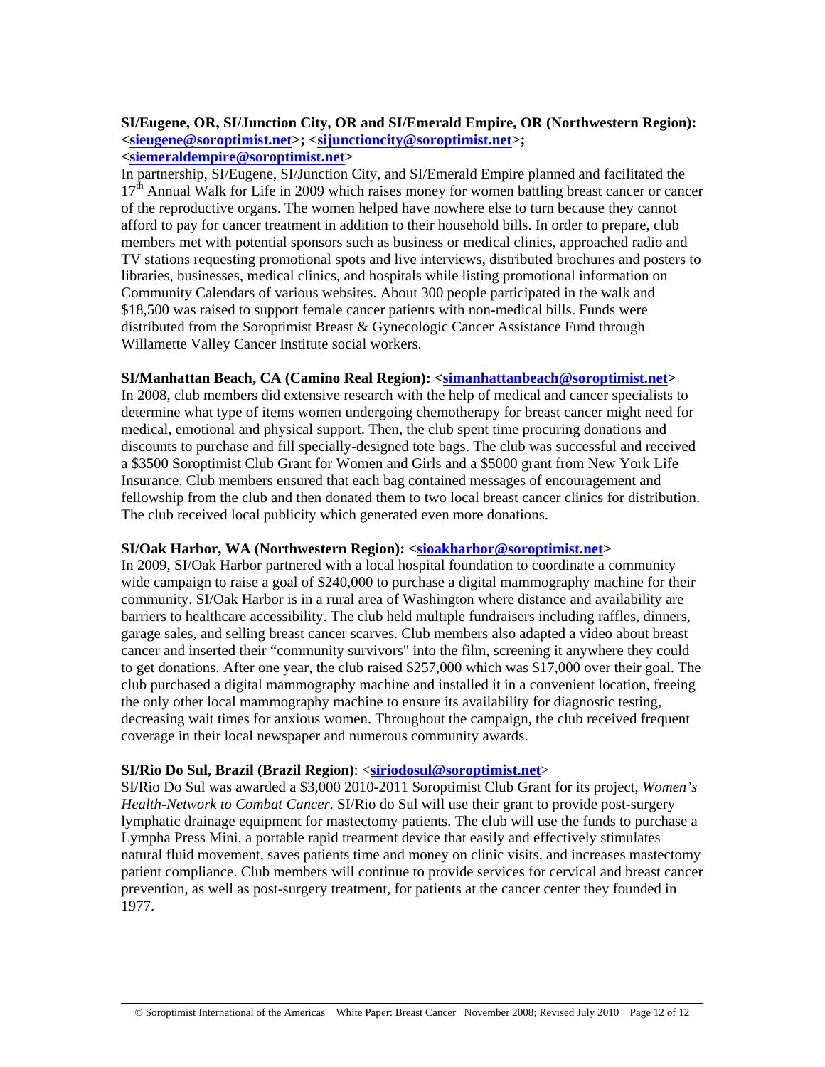**SI/Eugene, OR, SI/Junction City, OR and SI/Emerald Empire, OR (Northwestern Region): <sieugene@soroptimist.net>; <sijunctioncity@soroptimist.net>; <siemeraldempire@soroptimist.net>**

In partnership, SI/Eugene, SI/Junction City, and SI/Emerald Empire planned and facilitated the 17th Annual Walk for Life in 2009 which raises money for women battling breast cancer or cancer of the reproductive organs. The women helped have nowhere else to turn because they cannot afford to pay for cancer treatment in addition to their household bills. In order to prepare, club members met with potential sponsors such as business or medical clinics, approached radio and TV stations requesting promotional spots and live interviews, distributed brochures and posters to libraries, businesses, medical clinics, and hospitals while listing promotional information on Community Calendars of various websites. About 300 people participated in the walk and $18,500 was raised to support female cancer patients with non-medical bills. Funds were distributed from the Soroptimist Breast & Gynecologic Cancer Assistance Fund through Willamette Valley Cancer Institute social workers.

**SI/Manhattan Beach, CA (Camino Real Region): <simanhattanbeach@soroptimist.net>**

In 2008, club members did extensive research with the help of medical and cancer specialists to determine what type of items women undergoing chemotherapy for breast cancer might need for medical, emotional and physical support. Then, the club spent time procuring donations and discounts to purchase and fill specially-designed tote bags. The club was successful and received a $3500 Soroptimist Club Grant for Women and Girls and a $5000 grant from New York Life Insurance. Club members ensured that each bag contained messages of encouragement and fellowship from the club and then donated them to two local breast cancer clinics for distribution. The club received local publicity which generated even more donations.

**SI/Oak Harbor, WA (Northwestern Region): <sioakharbor@soroptimist.net>**

In 2009, SI/Oak Harbor partnered with a local hospital foundation to coordinate a community wide campaign to raise a goal of $240,000 to purchase a digital mammography machine for their community. SI/Oak Harbor is in a rural area of Washington where distance and availability are barriers to healthcare accessibility. The club held multiple fundraisers including raffles, dinners, garage sales, and selling breast cancer scarves. Club members also adapted a video about breast cancer and inserted their "community survivors" into the film, screening it anywhere they could to get donations. After one year, the club raised $257,000 which was $17,000 over their goal. The club purchased a digital mammography machine and installed it in a convenient location, freeing the only other local mammography machine to ensure its availability for diagnostic testing, decreasing wait times for anxious women. Throughout the campaign, the club received frequent coverage in their local newspaper and numerous community awards.

**SI/Rio Do Sul, Brazil (Brazil Region)**: <siriodosul@soroptimist.net>

SI/Rio Do Sul was awarded a $3,000 2010-2011 Soroptimist Club Grant for its project, *Women's Health-Network to Combat Cancer*. SI/Rio do Sul will use their grant to provide post-surgery lymphatic drainage equipment for mastectomy patients. The club will use the funds to purchase a Lympha Press Mini, a portable rapid treatment device that easily and effectively stimulates natural fluid movement, saves patients time and money on clinic visits, and increases mastectomy patient compliance. Club members will continue to provide services for cervical and breast cancer prevention, as well as post-surgery treatment, for patients at the cancer center they founded in 1977.